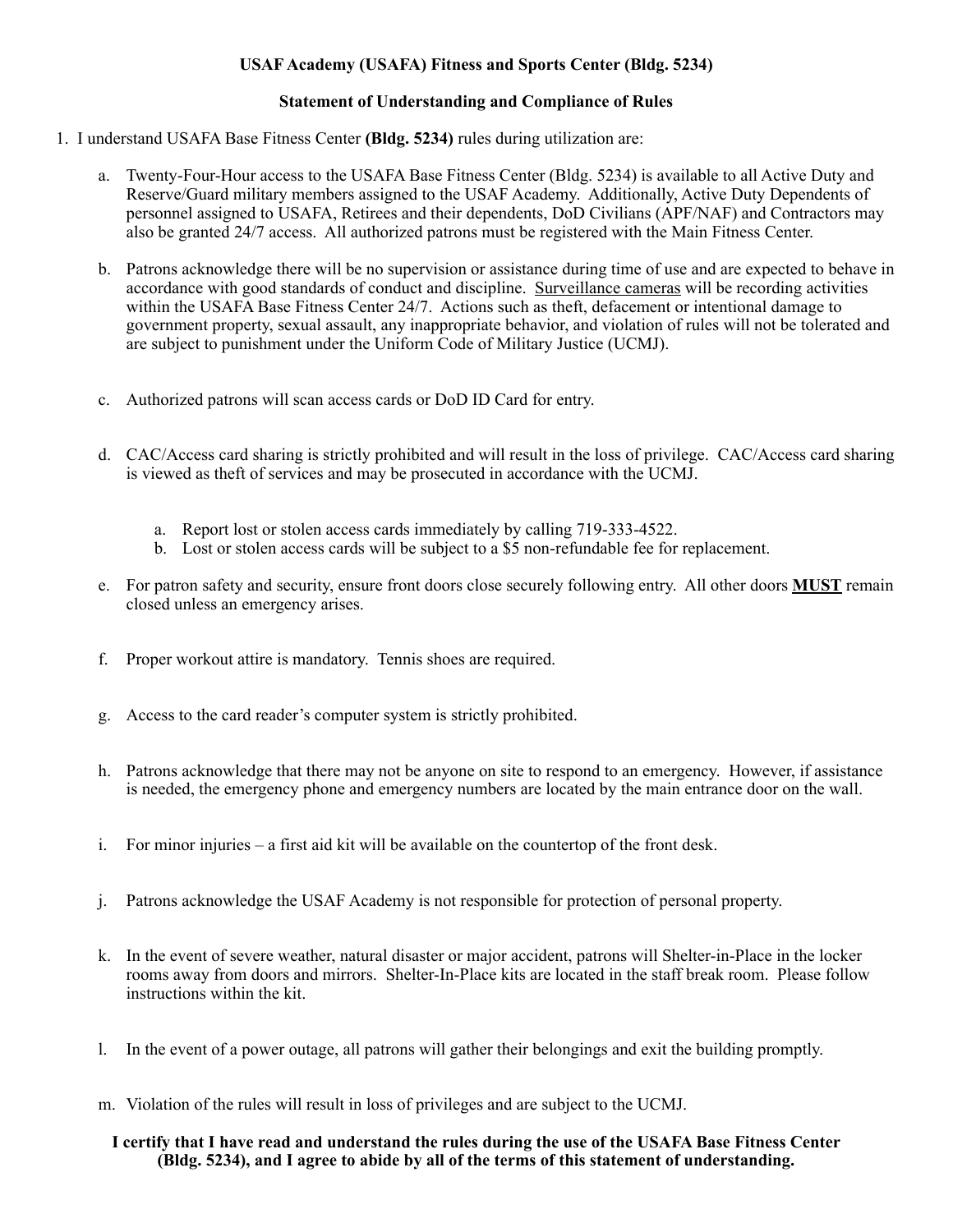**USAF Academy (USAFA) Fitness and Sports Center (Bldg. 5234)**

**Statement of Understanding and Compliance of Rules**

1. I understand USAFA Base Fitness Center **(Bldg. 5234)** rules during utilization are:

   a. Twenty-Four-Hour access to the USAFA Base Fitness Center (Bldg. 5234) is available to all Active Duty and Reserve/Guard military members assigned to the USAF Academy. Additionally, Active Duty Dependents of personnel assigned to USAFA, Retirees and their dependents, DoD Civilians (APF/NAF) and Contractors may also be granted 24/7 access. All authorized patrons must be registered with the Main Fitness Center.

   b. Patrons acknowledge there will be no supervision or assistance during time of use and are expected to behave in accordance with good standards of conduct and discipline. <u>Surveillance cameras</u> will be recording activities within the USAFA Base Fitness Center 24/7. Actions such as theft, defacement or intentional damage to government property, sexual assault, any inappropriate behavior, and violation of rules will not be tolerated and are subject to punishment under the Uniform Code of Military Justice (UCMJ).

   c. Authorized patrons will scan access cards or DoD ID Card for entry.

   d. CAC/Access card sharing is strictly prohibited and will result in the loss of privilege. CAC/Access card sharing is viewed as theft of services and may be prosecuted in accordance with the UCMJ.

      a. Report lost or stolen access cards immediately by calling 719-333-4522.
      b. Lost or stolen access cards will be subject to a $5 non-refundable fee for replacement.

   e. For patron safety and security, ensure front doors close securely following entry. All other doors <u>**MUST**</u> remain closed unless an emergency arises.

   f. Proper workout attire is mandatory. Tennis shoes are required.

   g. Access to the card reader's computer system is strictly prohibited.

   h. Patrons acknowledge that there may not be anyone on site to respond to an emergency. However, if assistance is needed, the emergency phone and emergency numbers are located by the main entrance door on the wall.

   i. For minor injuries – a first aid kit will be available on the countertop of the front desk.

   j. Patrons acknowledge the USAF Academy is not responsible for protection of personal property.

   k. In the event of severe weather, natural disaster or major accident, patrons will Shelter-in-Place in the locker rooms away from doors and mirrors. Shelter-In-Place kits are located in the staff break room. Please follow instructions within the kit.

   l. In the event of a power outage, all patrons will gather their belongings and exit the building promptly.

   m. Violation of the rules will result in loss of privileges and are subject to the UCMJ.

**I certify that I have read and understand the rules during the use of the USAFA Base Fitness Center (Bldg. 5234), and I agree to abide by all of the terms of this statement of understanding.**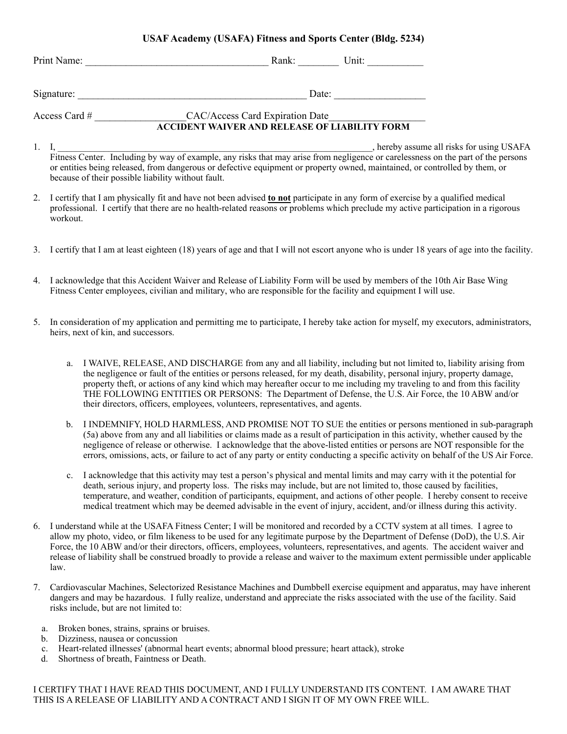**USAF Academy (USAFA) Fitness and Sports Center (Bldg. 5234)**

Print Name: ____________________________________ Rank: ________ Unit: ___________

Signature: _____________________________________________ Date: _________________

Access Card # __________________CAC/Access Card Expiration Date___________________

**ACCIDENT WAIVER AND RELEASE OF LIABILITY FORM**

1. I, _____________________________________________________________________, hereby assume all risks for using USAFA Fitness Center. Including by way of example, any risks that may arise from negligence or carelessness on the part of the persons or entities being released, from dangerous or defective equipment or property owned, maintained, or controlled by them, or because of their possible liability without fault.

2. I certify that I am physically fit and have not been advised **to not** participate in any form of exercise by a qualified medical professional. I certify that there are no health-related reasons or problems which preclude my active participation in a rigorous workout.

3. I certify that I am at least eighteen (18) years of age and that I will not escort anyone who is under 18 years of age into the facility.

4. I acknowledge that this Accident Waiver and Release of Liability Form will be used by members of the 10th Air Base Wing Fitness Center employees, civilian and military, who are responsible for the facility and equipment I will use.

5. In consideration of my application and permitting me to participate, I hereby take action for myself, my executors, administrators, heirs, next of kin, and successors.

   a. I WAIVE, RELEASE, AND DISCHARGE from any and all liability, including but not limited to, liability arising from the negligence or fault of the entities or persons released, for my death, disability, personal injury, property damage, property theft, or actions of any kind which may hereafter occur to me including my traveling to and from this facility THE FOLLOWING ENTITIES OR PERSONS: The Department of Defense, the U.S. Air Force, the 10 ABW and/or their directors, officers, employees, volunteers, representatives, and agents.

   b. I INDEMNIFY, HOLD HARMLESS, AND PROMISE NOT TO SUE the entities or persons mentioned in sub-paragraph (5a) above from any and all liabilities or claims made as a result of participation in this activity, whether caused by the negligence of release or otherwise. I acknowledge that the above-listed entities or persons are NOT responsible for the errors, omissions, acts, or failure to act of any party or entity conducting a specific activity on behalf of the US Air Force.

   c. I acknowledge that this activity may test a person's physical and mental limits and may carry with it the potential for death, serious injury, and property loss. The risks may include, but are not limited to, those caused by facilities, temperature, and weather, condition of participants, equipment, and actions of other people. I hereby consent to receive medical treatment which may be deemed advisable in the event of injury, accident, and/or illness during this activity.

6. I understand while at the USAFA Fitness Center; I will be monitored and recorded by a CCTV system at all times. I agree to allow my photo, video, or film likeness to be used for any legitimate purpose by the Department of Defense (DoD), the U.S. Air Force, the 10 ABW and/or their directors, officers, employees, volunteers, representatives, and agents. The accident waiver and release of liability shall be construed broadly to provide a release and waiver to the maximum extent permissible under applicable law.

7. Cardiovascular Machines, Selectorized Resistance Machines and Dumbbell exercise equipment and apparatus, may have inherent dangers and may be hazardous. I fully realize, understand and appreciate the risks associated with the use of the facility. Said risks include, but are not limited to:

   a. Broken bones, strains, sprains or bruises.
   b. Dizziness, nausea or concussion
   c. Heart-related illnesses' (abnormal heart events; abnormal blood pressure; heart attack), stroke
   d. Shortness of breath, Faintness or Death.

I CERTIFY THAT I HAVE READ THIS DOCUMENT, AND I FULLY UNDERSTAND ITS CONTENT. I AM AWARE THAT THIS IS A RELEASE OF LIABILITY AND A CONTRACT AND I SIGN IT OF MY OWN FREE WILL.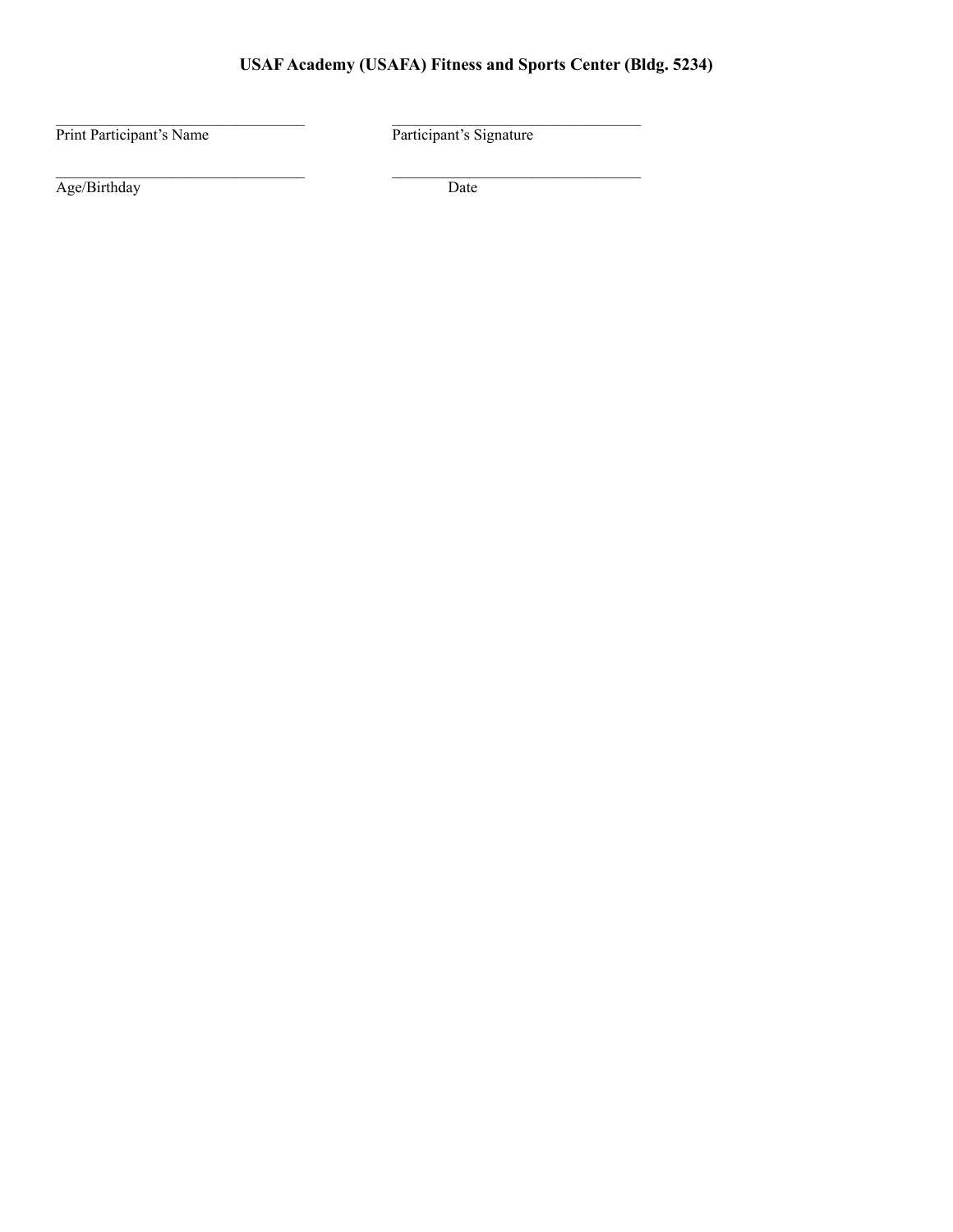**USAF Academy (USAFA) Fitness and Sports Center (Bldg. 5234)**

\_\_\_\_\_\_\_\_\_\_\_\_\_\_\_\_\_\_\_\_\_\_\_\_\_\_\_\_\_\_\_\_\_
Print Participant's Name

\_\_\_\_\_\_\_\_\_\_\_\_\_\_\_\_\_\_\_\_\_\_\_\_\_\_\_\_\_\_\_\_\_
Participant's Signature

\_\_\_\_\_\_\_\_\_\_\_\_\_\_\_\_\_\_\_\_\_\_\_\_\_\_\_\_\_\_\_\_\_
Age/Birthday

\_\_\_\_\_\_\_\_\_\_\_\_\_\_\_\_\_\_\_\_\_\_\_\_\_\_\_\_\_\_\_\_\_
Date